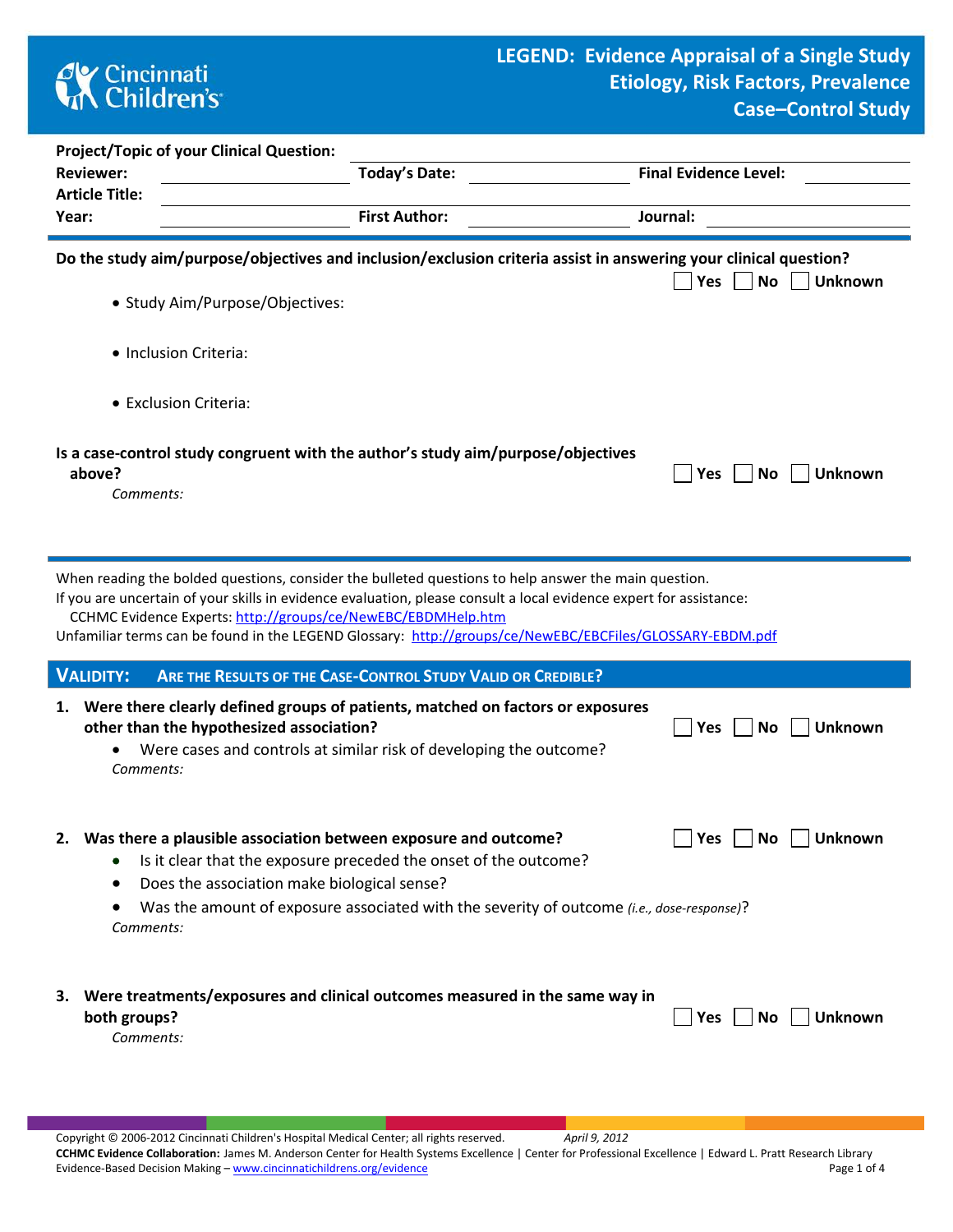# LEGEND: Evidence Appraisal of a Single Study
## Etiology, Risk Factors, Prevalence
## Case–Control Study

**Project/Topic of your Clinical Question:** ______________________

**Reviewer:** ______________ **Today's Date:** ______________ **Final Evidence Level:** ______________

**Article Title:** ______________________

**Year:** ______________ **First Author:** ______________ **Journal:** ______________

---

**Do the study aim/purpose/objectives and inclusion/exclusion criteria assist in answering your clinical question?** ☐ Yes ☐ No ☐ Unknown

- Study Aim/Purpose/Objectives:
- Inclusion Criteria:
- Exclusion Criteria:

**Is a case-control study congruent with the author's study aim/purpose/objectives above?** ☐ Yes ☐ No ☐ Unknown

*Comments:*

---

When reading the bolded questions, consider the bulleted questions to help answer the main question.
If you are uncertain of your skills in evidence evaluation, please consult a local evidence expert for assistance:
CCHMC Evidence Experts: http://groups/ce/NewEBC/EBDMHelp.htm
Unfamiliar terms can be found in the LEGEND Glossary: http://groups/ce/NewEBC/EBCFiles/GLOSSARY-EBDM.pdf

## VALIDITY: ARE THE RESULTS OF THE CASE-CONTROL STUDY VALID OR CREDIBLE?

1. **Were there clearly defined groups of patients, matched on factors or exposures other than the hypothesized association?** ☐ Yes ☐ No ☐ Unknown
   - Were cases and controls at similar risk of developing the outcome?

   *Comments:*

2. **Was there a plausible association between exposure and outcome?** ☐ Yes ☐ No ☐ Unknown
   - Is it clear that the exposure preceded the onset of the outcome?
   - Does the association make biological sense?
   - Was the amount of exposure associated with the severity of outcome *(i.e., dose-response)*?

   *Comments:*

3. **Were treatments/exposures and clinical outcomes measured in the same way in both groups?** ☐ Yes ☐ No ☐ Unknown

   *Comments:*

Copyright © 2006-2012 Cincinnati Children's Hospital Medical Center; all rights reserved. *April 9, 2012*
**CCHMC Evidence Collaboration:** James M. Anderson Center for Health Systems Excellence | Center for Professional Excellence | Edward L. Pratt Research Library
Evidence-Based Decision Making – www.cincinnatichildrens.org/evidence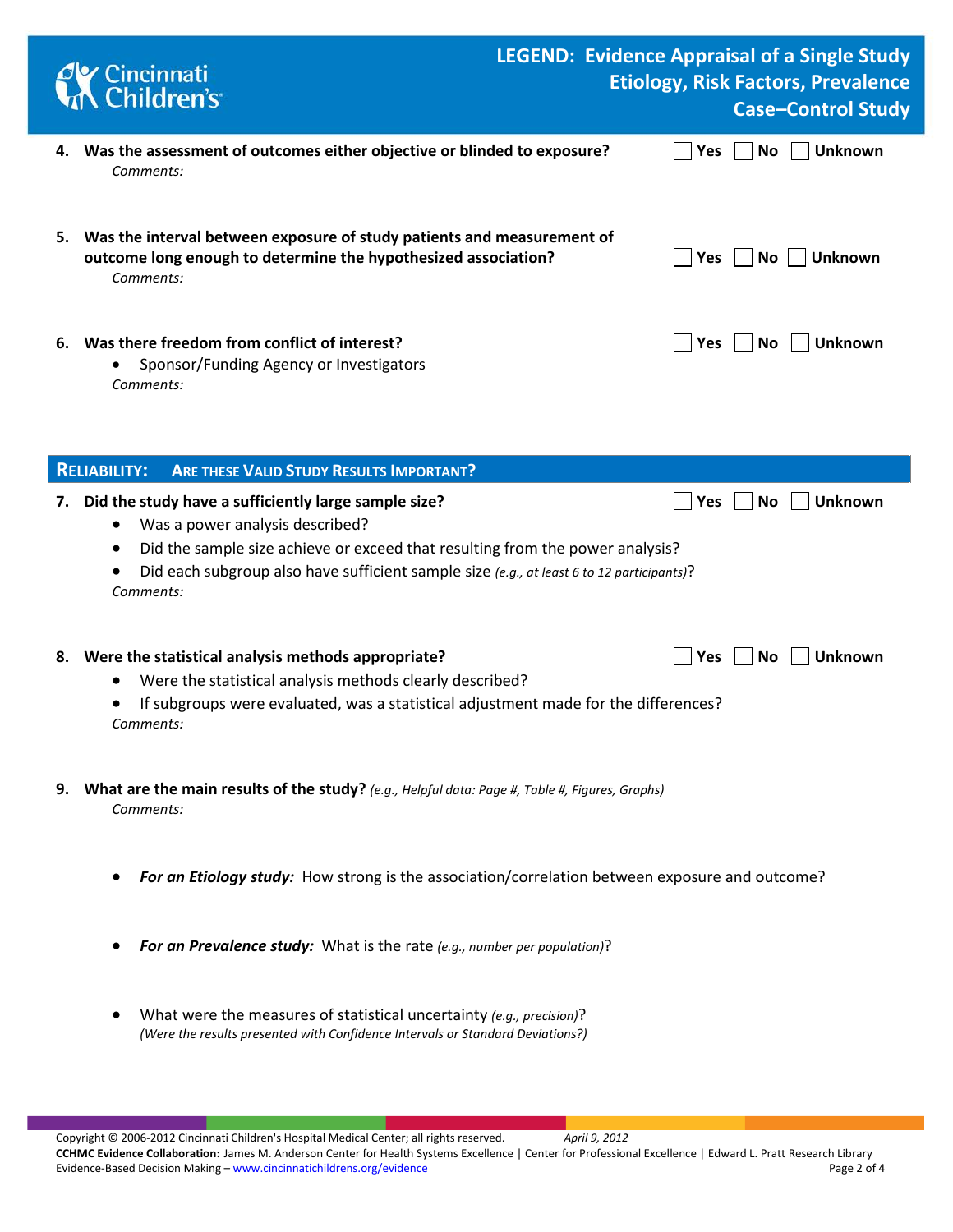4. **Was the assessment of outcomes either objective or blinded to exposure?** ☐ Yes ☐ No ☐ Unknown

   *Comments:*

5. **Was the interval between exposure of study patients and measurement of outcome long enough to determine the hypothesized association?** ☐ Yes ☐ No ☐ Unknown

   *Comments:*

6. **Was there freedom from conflict of interest?** ☐ Yes ☐ No ☐ Unknown
   - Sponsor/Funding Agency or Investigators

   *Comments:*

## RELIABILITY: ARE THESE VALID STUDY RESULTS IMPORTANT?

7. **Did the study have a sufficiently large sample size?** ☐ Yes ☐ No ☐ Unknown
   - Was a power analysis described?
   - Did the sample size achieve or exceed that resulting from the power analysis?
   - Did each subgroup also have sufficient sample size *(e.g., at least 6 to 12 participants)*?

   *Comments:*

8. **Were the statistical analysis methods appropriate?** ☐ Yes ☐ No ☐ Unknown
   - Were the statistical analysis methods clearly described?
   - If subgroups were evaluated, was a statistical adjustment made for the differences?

   *Comments:*

9. **What are the main results of the study?** *(e.g., Helpful data: Page #, Table #, Figures, Graphs)*

   *Comments:*

   - ***For an Etiology study:*** How strong is the association/correlation between exposure and outcome?
   - ***For an Prevalence study:*** What is the rate *(e.g., number per population)*?
   - What were the measures of statistical uncertainty *(e.g., precision)*?
     *(Were the results presented with Confidence Intervals or Standard Deviations?)*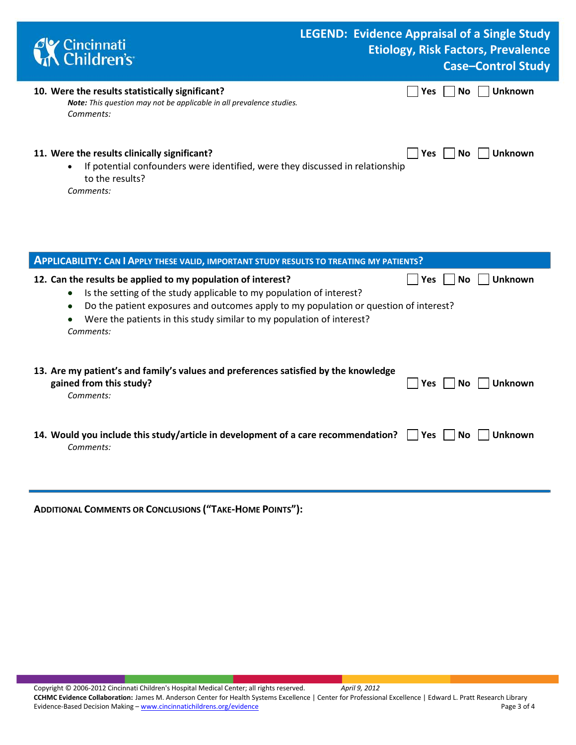**10. Were the results statistically significant?** ☐ Yes ☐ No ☐ Unknown

*Note: This question may not be applicable in all prevalence studies.*

*Comments:*

**11. Were the results clinically significant?** ☐ Yes ☐ No ☐ Unknown

- If potential confounders were identified, were they discussed in relationship to the results?

*Comments:*

## APPLICABILITY: CAN I APPLY THESE VALID, IMPORTANT STUDY RESULTS TO TREATING MY PATIENTS?

**12. Can the results be applied to my population of interest?** ☐ Yes ☐ No ☐ Unknown

- Is the setting of the study applicable to my population of interest?
- Do the patient exposures and outcomes apply to my population or question of interest?
- Were the patients in this study similar to my population of interest?

*Comments:*

**13. Are my patient's and family's values and preferences satisfied by the knowledge gained from this study?** ☐ Yes ☐ No ☐ Unknown

*Comments:*

**14. Would you include this study/article in development of a care recommendation?** ☐ Yes ☐ No ☐ Unknown

*Comments:*

---

**ADDITIONAL COMMENTS OR CONCLUSIONS ("TAKE-HOME POINTS"):**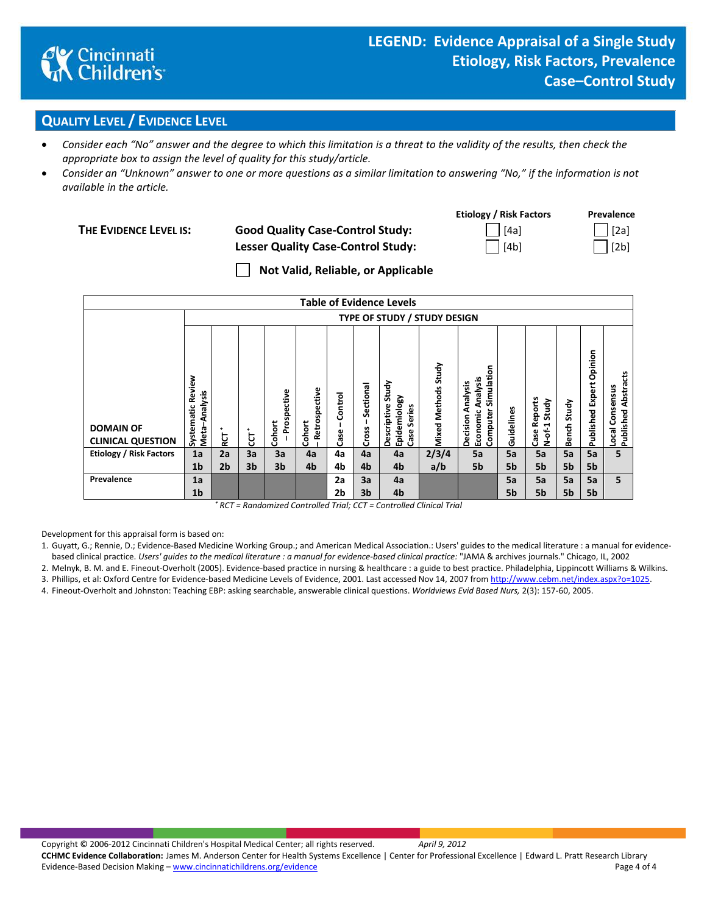# LEGEND: Evidence Appraisal of a Single Study
## Etiology, Risk Factors, Prevalence
## Case–Control Study

## Quality Level / Evidence Level

- *Consider each "No" answer and the degree to which this limitation is a threat to the validity of the results, then check the appropriate box to assign the level of quality for this study/article.*
- *Consider an "Unknown" answer to one or more questions as a similar limitation to answering "No," if the information is not available in the article.*

| | | Etiology / Risk Factors | Prevalence |
|---|---|---|---|
| **The Evidence Level is:** | **Good Quality Case-Control Study:** | ☐ [4a] | ☐ [2a] |
| | **Lesser Quality Case-Control Study:** | ☐ [4b] | ☐ [2b] |

☐ **Not Valid, Reliable, or Applicable**

**Table of Evidence Levels**

| Domain of Clinical Question | Systematic Review Meta–Analysis | RCT[+] | CCT[+] | Cohort – Prospective | Cohort – Retrospective | Case – Control | Cross – Sectional | Descriptive Study Epidemiology Case Series | Mixed Methods Study | Decision Analysis Economic Analysis Computer Simulation | Guidelines | Case Reports N-of-1 Study | Bench Study | Published Expert Opinion | Local Consensus Published Abstracts |
|---|---|---|---|---|---|---|---|---|---|---|---|---|---|---|---|
| **Etiology / Risk Factors** | 1a 1b | 2a 2b | 3a 3b | 3a 3b | 4a 4b | 4a 4b | 4a 4b | 4a 4b | 2/3/4 a/b | 5a 5b | 5a 5b | 5a 5b | 5a 5b | 5a 5b | 5 |
| **Prevalence** | 1a 1b | | | | | 2a 2b | 3a 3b | 4a 4b | | | 5a 5b | 5a 5b | 5a 5b | 5a 5b | 5 |

*[+] RCT = Randomized Controlled Trial; CCT = Controlled Clinical Trial*

Development for this appraisal form is based on:

1. Guyatt, G.; Rennie, D.; Evidence-Based Medicine Working Group.; and American Medical Association.: Users' guides to the medical literature : a manual for evidence-based clinical practice. *Users' guides to the medical literature : a manual for evidence-based clinical practice:* "JAMA & archives journals." Chicago, IL, 2002
2. Melnyk, B. M. and E. Fineout-Overholt (2005). Evidence-based practice in nursing & healthcare : a guide to best practice. Philadelphia, Lippincott Williams & Wilkins.
3. Phillips, et al: Oxford Centre for Evidence-based Medicine Levels of Evidence, 2001. Last accessed Nov 14, 2007 from http://www.cebm.net/index.aspx?o=1025.
4. Fineout-Overholt and Johnston: Teaching EBP: asking searchable, answerable clinical questions. *Worldviews Evid Based Nurs,* 2(3): 157-60, 2005.

Copyright © 2006-2012 Cincinnati Children's Hospital Medical Center; all rights reserved. *April 9, 2012*
**CCHMC Evidence Collaboration:** James M. Anderson Center for Health Systems Excellence | Center for Professional Excellence | Edward L. Pratt Research Library
Evidence-Based Decision Making – www.cincinnatichildrens.org/evidence